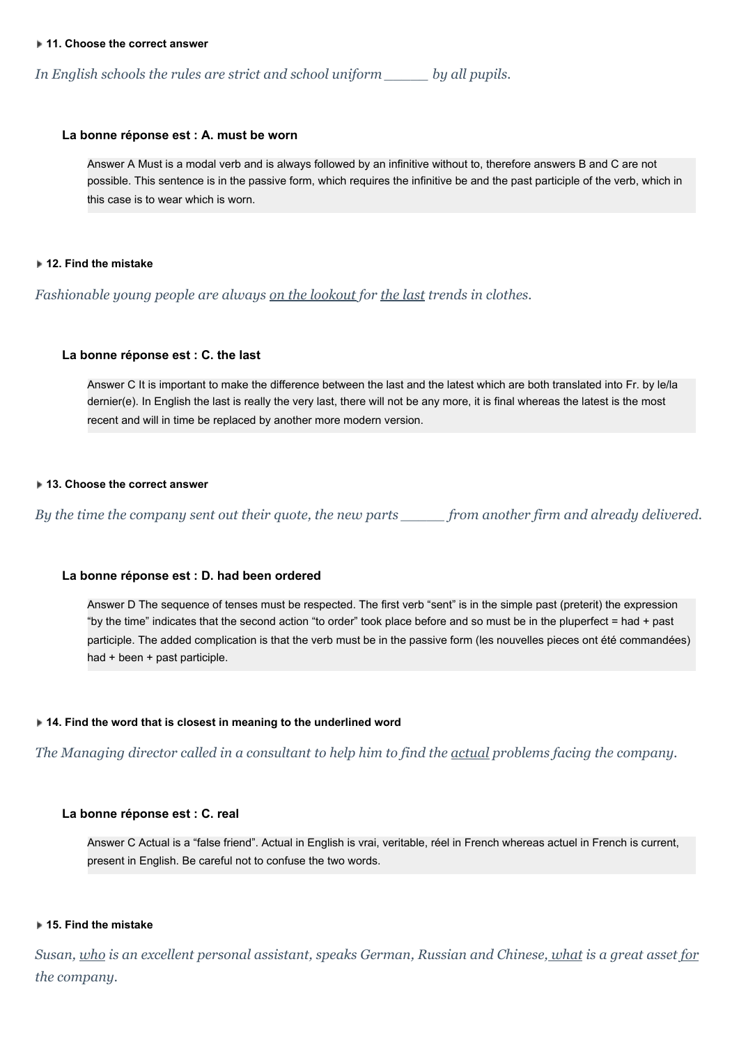**11. Choose the correct answer**

*In English schools the rules are strict and school uniform _____ by all pupils.*

**La bonne réponse est : A. must be worn**

Answer A Must is a modal verb and is always followed by an infinitive without to, therefore answers B and C are not possible. This sentence is in the passive form, which requires the infinitive be and the past participle of the verb, which in this case is to wear which is worn.

**12. Find the mistake**

*Fashionable young people are always <u>on the lookout</u> for <u>the last</u> trends in clothes.*

**La bonne réponse est : C. the last**

Answer C It is important to make the difference between the last and the latest which are both translated into Fr. by le/la dernier(e). In English the last is really the very last, there will not be any more, it is final whereas the latest is the most recent and will in time be replaced by another more modern version.

**13. Choose the correct answer**

*By the time the company sent out their quote, the new parts _____ from another firm and already delivered.*

**La bonne réponse est : D. had been ordered**

Answer D The sequence of tenses must be respected. The first verb “sent” is in the simple past (preterit) the expression “by the time” indicates that the second action “to order” took place before and so must be in the pluperfect = had + past participle. The added complication is that the verb must be in the passive form (les nouvelles pieces ont été commandées) had + been + past participle.

**14. Find the word that is closest in meaning to the underlined word**

*The Managing director called in a consultant to help him to find the <u>actual</u> problems facing the company.*

**La bonne réponse est : C. real**

Answer C Actual is a “false friend”. Actual in English is vrai, veritable, réel in French whereas actuel in French is current, present in English. Be careful not to confuse the two words.

**15. Find the mistake**

*Susan, <u>who</u> is an excellent personal assistant, speaks German, Russian and Chinese, <u>what</u> is a great asset <u>for</u> the company.*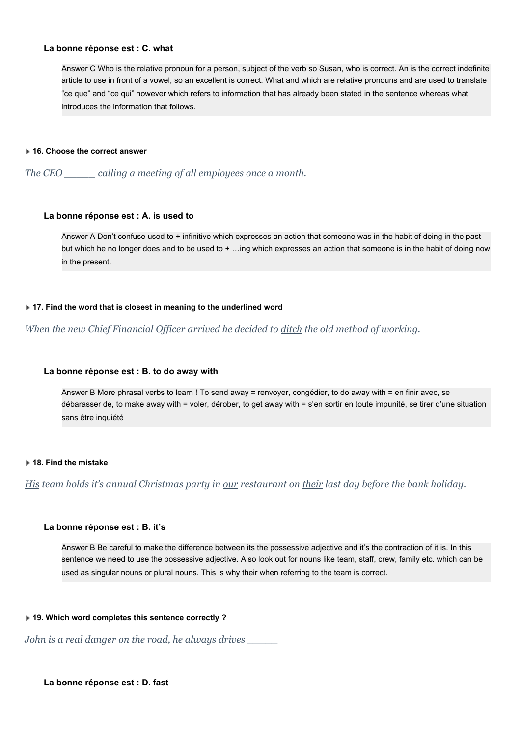**La bonne réponse est : C. what**

> Answer C Who is the relative pronoun for a person, subject of the verb so Susan, who is correct. An is the correct indefinite article to use in front of a vowel, so an excellent is correct. What and which are relative pronouns and are used to translate “ce que” and “ce qui” however which refers to information that has already been stated in the sentence whereas what introduces the information that follows.

**16. Choose the correct answer**

*The CEO _____ calling a meeting of all employees once a month.*

**La bonne réponse est : A. is used to**

> Answer A Don’t confuse used to + infinitive which expresses an action that someone was in the habit of doing in the past but which he no longer does and to be used to + …ing which expresses an action that someone is in the habit of doing now in the present.

**17. Find the word that is closest in meaning to the underlined word**

*When the new Chief Financial Officer arrived he decided to <u>ditch</u> the old method of working.*

**La bonne réponse est : B. to do away with**

> Answer B More phrasal verbs to learn ! To send away = renvoyer, congédier, to do away with = en finir avec, se débarasser de, to make away with = voler, dérober, to get away with = s’en sortir en toute impunité, se tirer d’une situation sans être inquiété

**18. Find the mistake**

*<u>His</u> team holds it’s annual Christmas party in <u>our</u> restaurant on <u>their</u> last day before the bank holiday.*

**La bonne réponse est : B. it’s**

> Answer B Be careful to make the difference between its the possessive adjective and it’s the contraction of it is. In this sentence we need to use the possessive adjective. Also look out for nouns like team, staff, crew, family etc. which can be used as singular nouns or plural nouns. This is why their when referring to the team is correct.

**19. Which word completes this sentence correctly ?**

*John is a real danger on the road, he always drives _____*

**La bonne réponse est : D. fast**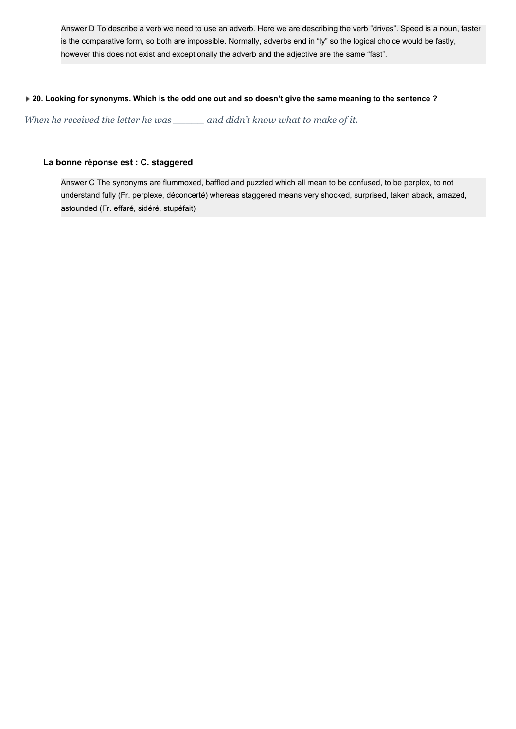Answer D To describe a verb we need to use an adverb. Here we are describing the verb “drives”. Speed is a noun, faster is the comparative form, so both are impossible. Normally, adverbs end in “ly” so the logical choice would be fastly, however this does not exist and exceptionally the adverb and the adjective are the same “fast”.

**20. Looking for synonyms. Which is the odd one out and so doesn’t give the same meaning to the sentence ?**

*When he received the letter he was _____ and didn’t know what to make of it.*

**La bonne réponse est : C. staggered**

Answer C The synonyms are flummoxed, baffled and puzzled which all mean to be confused, to be perplex, to not understand fully (Fr. perplexe, déconcerté) whereas staggered means very shocked, surprised, taken aback, amazed, astounded (Fr. effaré, sidéré, stupéfait)